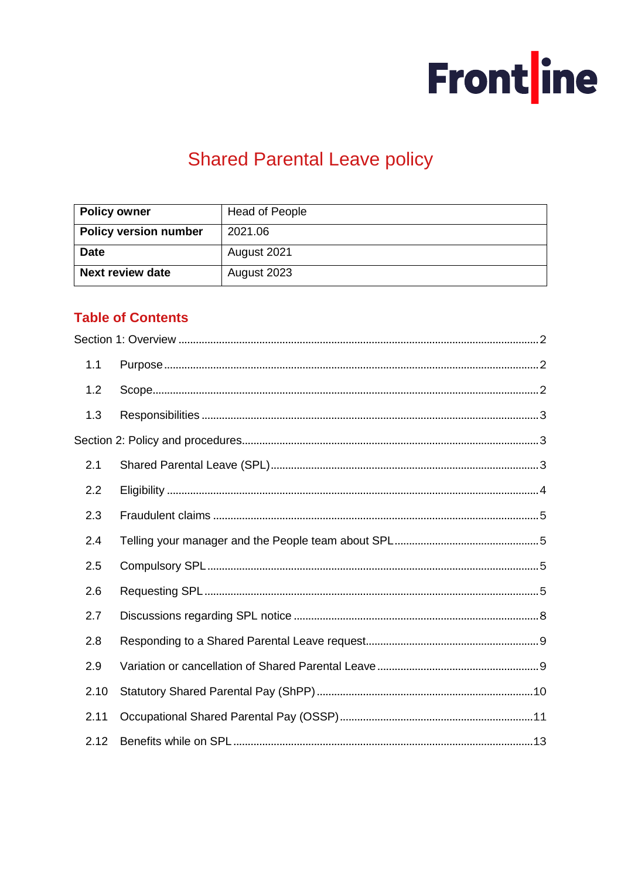Frontline

# Shared Parental Leave policy

| Policy owner | Head of People |
|---|---|
| Policy version number | 2021.06 |
| Date | August 2021 |
| Next review date | August 2023 |

## Table of Contents

Section 1: Overview ........ 2

- 1.1 Purpose ........ 2
- 1.2 Scope ........ 2
- 1.3 Responsibilities ........ 3

Section 2: Policy and procedures ........ 3

- 2.1 Shared Parental Leave (SPL) ........ 3
- 2.2 Eligibility ........ 4
- 2.3 Fraudulent claims ........ 5
- 2.4 Telling your manager and the People team about SPL ........ 5
- 2.5 Compulsory SPL ........ 5
- 2.6 Requesting SPL ........ 5
- 2.7 Discussions regarding SPL notice ........ 8
- 2.8 Responding to a Shared Parental Leave request ........ 9
- 2.9 Variation or cancellation of Shared Parental Leave ........ 9
- 2.10 Statutory Shared Parental Pay (ShPP) ........ 10
- 2.11 Occupational Shared Parental Pay (OSSP) ........ 11
- 2.12 Benefits while on SPL ........ 13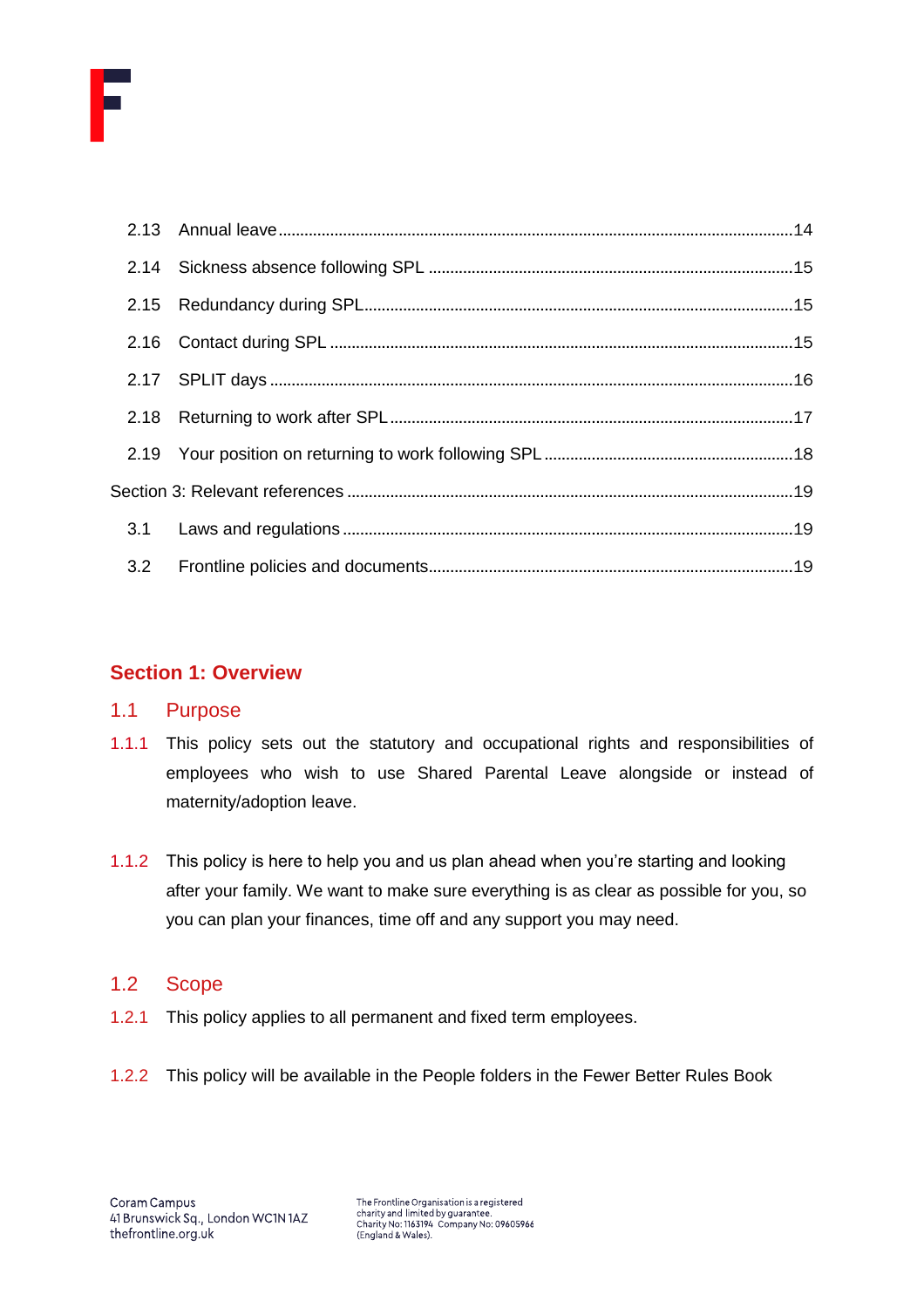2.13 Annual leave ..... 14

2.14 Sickness absence following SPL ..... 15

2.15 Redundancy during SPL ..... 15

2.16 Contact during SPL ..... 15

2.17 SPLIT days ..... 16

2.18 Returning to work after SPL ..... 17

2.19 Your position on returning to work following SPL ..... 18

Section 3: Relevant references ..... 19

3.1 Laws and regulations ..... 19

3.2 Frontline policies and documents ..... 19

## Section 1: Overview

### 1.1 Purpose

1.1.1 This policy sets out the statutory and occupational rights and responsibilities of employees who wish to use Shared Parental Leave alongside or instead of maternity/adoption leave.

1.1.2 This policy is here to help you and us plan ahead when you're starting and looking after your family. We want to make sure everything is as clear as possible for you, so you can plan your finances, time off and any support you may need.

### 1.2 Scope

1.2.1 This policy applies to all permanent and fixed term employees.

1.2.2 This policy will be available in the People folders in the Fewer Better Rules Book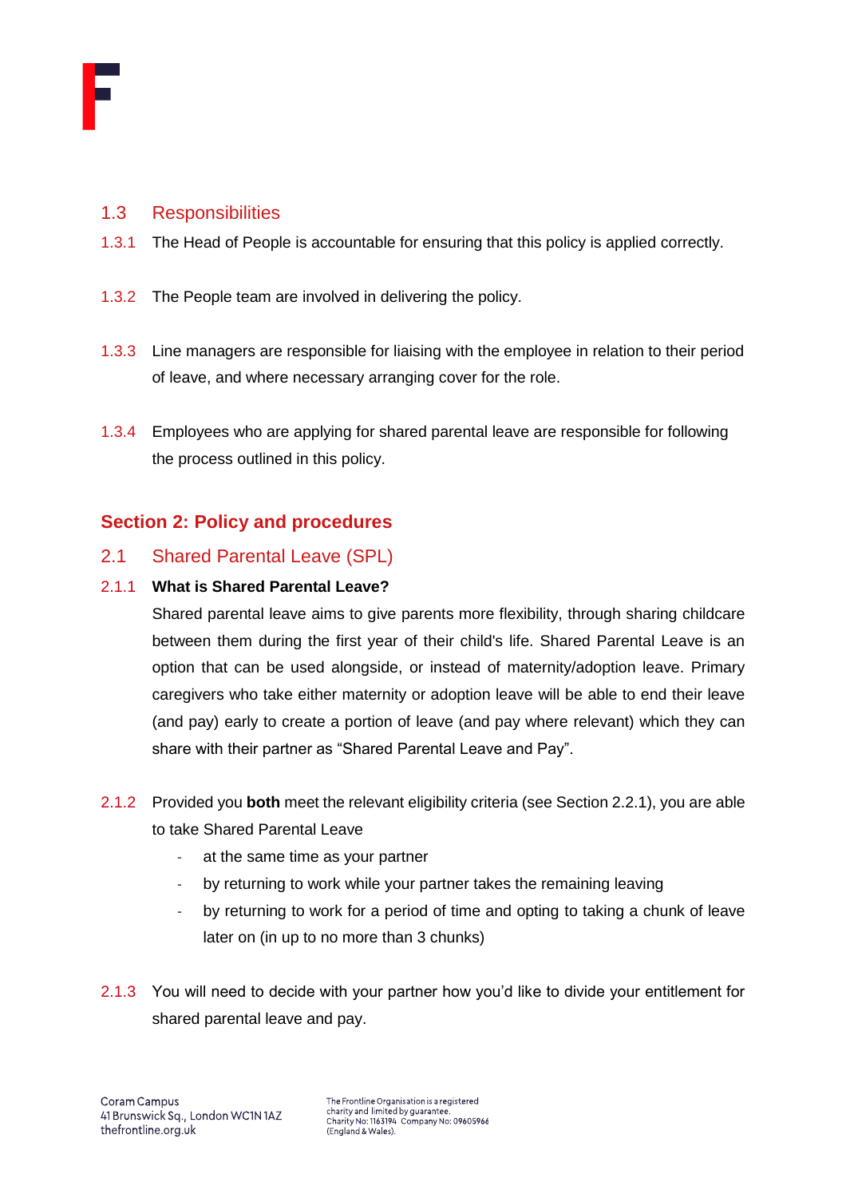## 1.3 Responsibilities

1.3.1 The Head of People is accountable for ensuring that this policy is applied correctly.

1.3.2 The People team are involved in delivering the policy.

1.3.3 Line managers are responsible for liaising with the employee in relation to their period of leave, and where necessary arranging cover for the role.

1.3.4 Employees who are applying for shared parental leave are responsible for following the process outlined in this policy.

# Section 2: Policy and procedures

## 2.1 Shared Parental Leave (SPL)

### 2.1.1 What is Shared Parental Leave?

Shared parental leave aims to give parents more flexibility, through sharing childcare between them during the first year of their child's life. Shared Parental Leave is an option that can be used alongside, or instead of maternity/adoption leave. Primary caregivers who take either maternity or adoption leave will be able to end their leave (and pay) early to create a portion of leave (and pay where relevant) which they can share with their partner as “Shared Parental Leave and Pay”.

2.1.2 Provided you **both** meet the relevant eligibility criteria (see Section 2.2.1), you are able to take Shared Parental Leave

- at the same time as your partner
- by returning to work while your partner takes the remaining leaving
- by returning to work for a period of time and opting to taking a chunk of leave later on (in up to no more than 3 chunks)

2.1.3 You will need to decide with your partner how you’d like to divide your entitlement for shared parental leave and pay.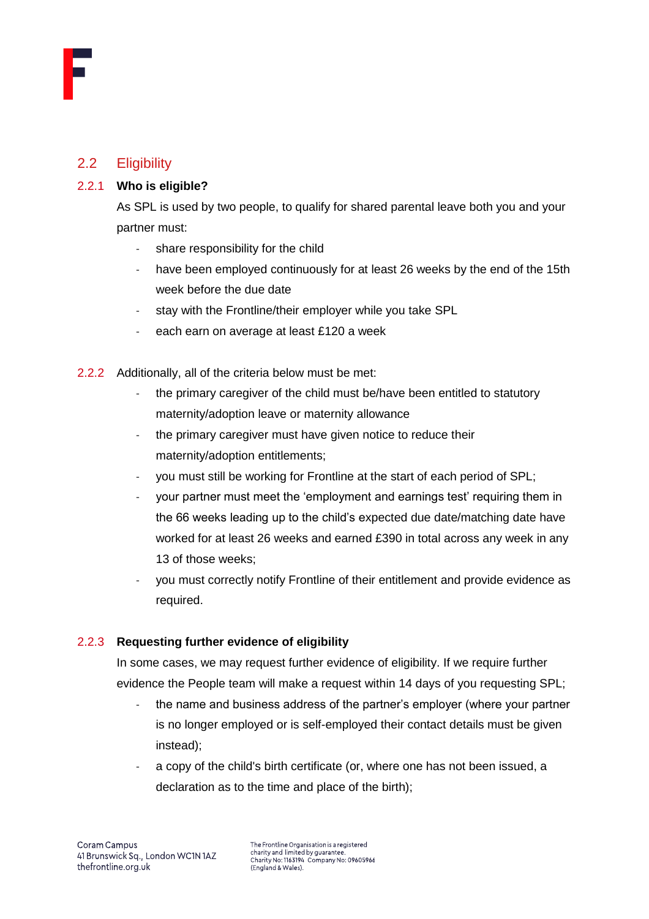## 2.2 Eligibility

### 2.2.1 Who is eligible?

As SPL is used by two people, to qualify for shared parental leave both you and your partner must:

- share responsibility for the child
- have been employed continuously for at least 26 weeks by the end of the 15th week before the due date
- stay with the Frontline/their employer while you take SPL
- each earn on average at least £120 a week

2.2.2 Additionally, all of the criteria below must be met:

- the primary caregiver of the child must be/have been entitled to statutory maternity/adoption leave or maternity allowance
- the primary caregiver must have given notice to reduce their maternity/adoption entitlements;
- you must still be working for Frontline at the start of each period of SPL;
- your partner must meet the 'employment and earnings test' requiring them in the 66 weeks leading up to the child's expected due date/matching date have worked for at least 26 weeks and earned £390 in total across any week in any 13 of those weeks;
- you must correctly notify Frontline of their entitlement and provide evidence as required.

### 2.2.3 Requesting further evidence of eligibility

In some cases, we may request further evidence of eligibility. If we require further evidence the People team will make a request within 14 days of you requesting SPL;

- the name and business address of the partner's employer (where your partner is no longer employed or is self-employed their contact details must be given instead);
- a copy of the child's birth certificate (or, where one has not been issued, a declaration as to the time and place of the birth);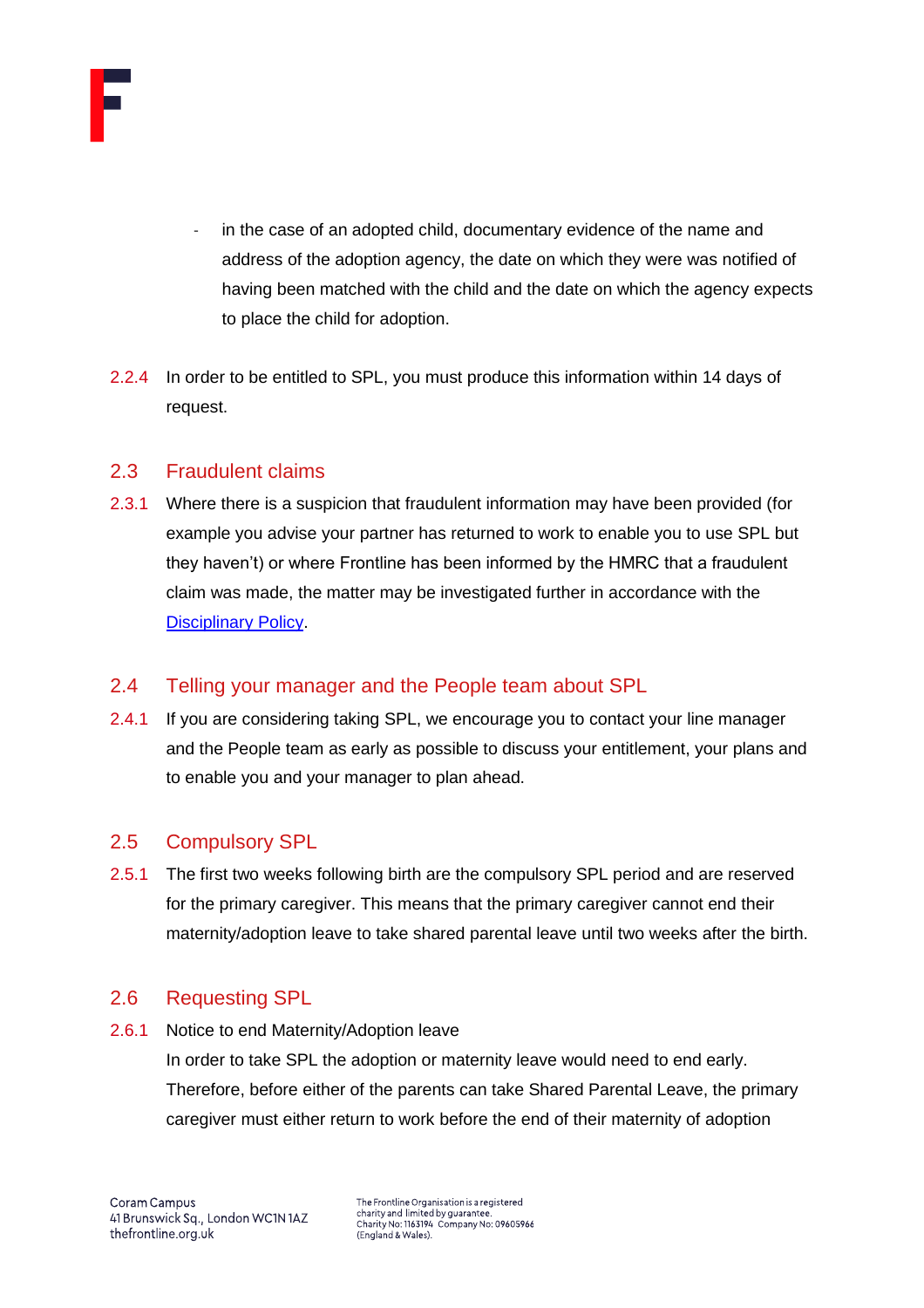- in the case of an adopted child, documentary evidence of the name and address of the adoption agency, the date on which they were was notified of having been matched with the child and the date on which the agency expects to place the child for adoption.

2.2.4 In order to be entitled to SPL, you must produce this information within 14 days of request.

## 2.3 Fraudulent claims

2.3.1 Where there is a suspicion that fraudulent information may have been provided (for example you advise your partner has returned to work to enable you to use SPL but they haven't) or where Frontline has been informed by the HMRC that a fraudulent claim was made, the matter may be investigated further in accordance with the Disciplinary Policy.

## 2.4 Telling your manager and the People team about SPL

2.4.1 If you are considering taking SPL, we encourage you to contact your line manager and the People team as early as possible to discuss your entitlement, your plans and to enable you and your manager to plan ahead.

## 2.5 Compulsory SPL

2.5.1 The first two weeks following birth are the compulsory SPL period and are reserved for the primary caregiver. This means that the primary caregiver cannot end their maternity/adoption leave to take shared parental leave until two weeks after the birth.

## 2.6 Requesting SPL

2.6.1 Notice to end Maternity/Adoption leave

In order to take SPL the adoption or maternity leave would need to end early. Therefore, before either of the parents can take Shared Parental Leave, the primary caregiver must either return to work before the end of their maternity of adoption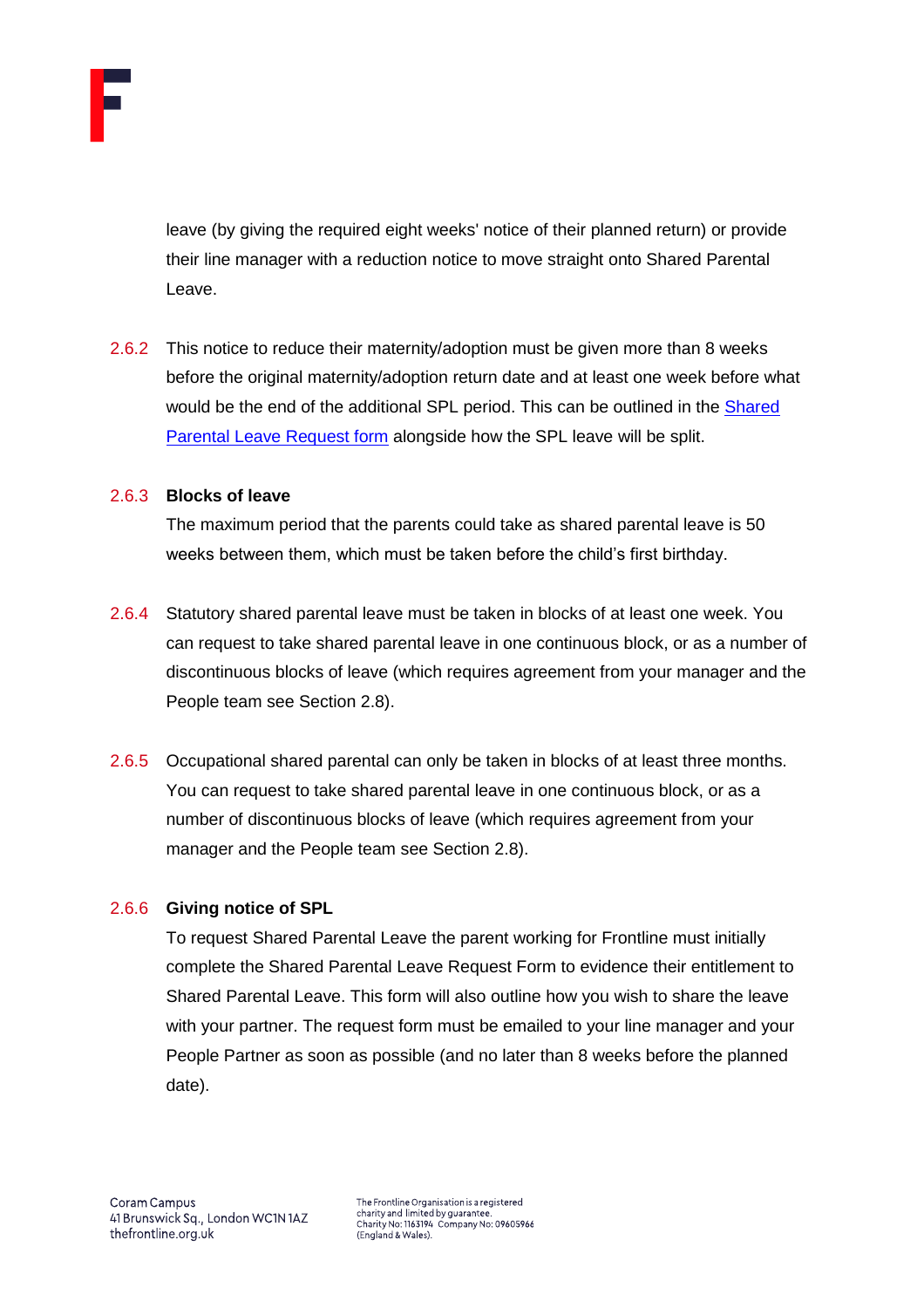leave (by giving the required eight weeks' notice of their planned return) or provide their line manager with a reduction notice to move straight onto Shared Parental Leave.

2.6.2 This notice to reduce their maternity/adoption must be given more than 8 weeks before the original maternity/adoption return date and at least one week before what would be the end of the additional SPL period. This can be outlined in the [Shared Parental Leave Request form]() alongside how the SPL leave will be split.

2.6.3 **Blocks of leave**

The maximum period that the parents could take as shared parental leave is 50 weeks between them, which must be taken before the child's first birthday.

2.6.4 Statutory shared parental leave must be taken in blocks of at least one week. You can request to take shared parental leave in one continuous block, or as a number of discontinuous blocks of leave (which requires agreement from your manager and the People team see Section 2.8).

2.6.5 Occupational shared parental can only be taken in blocks of at least three months. You can request to take shared parental leave in one continuous block, or as a number of discontinuous blocks of leave (which requires agreement from your manager and the People team see Section 2.8).

2.6.6 **Giving notice of SPL**

To request Shared Parental Leave the parent working for Frontline must initially complete the Shared Parental Leave Request Form to evidence their entitlement to Shared Parental Leave. This form will also outline how you wish to share the leave with your partner. The request form must be emailed to your line manager and your People Partner as soon as possible (and no later than 8 weeks before the planned date).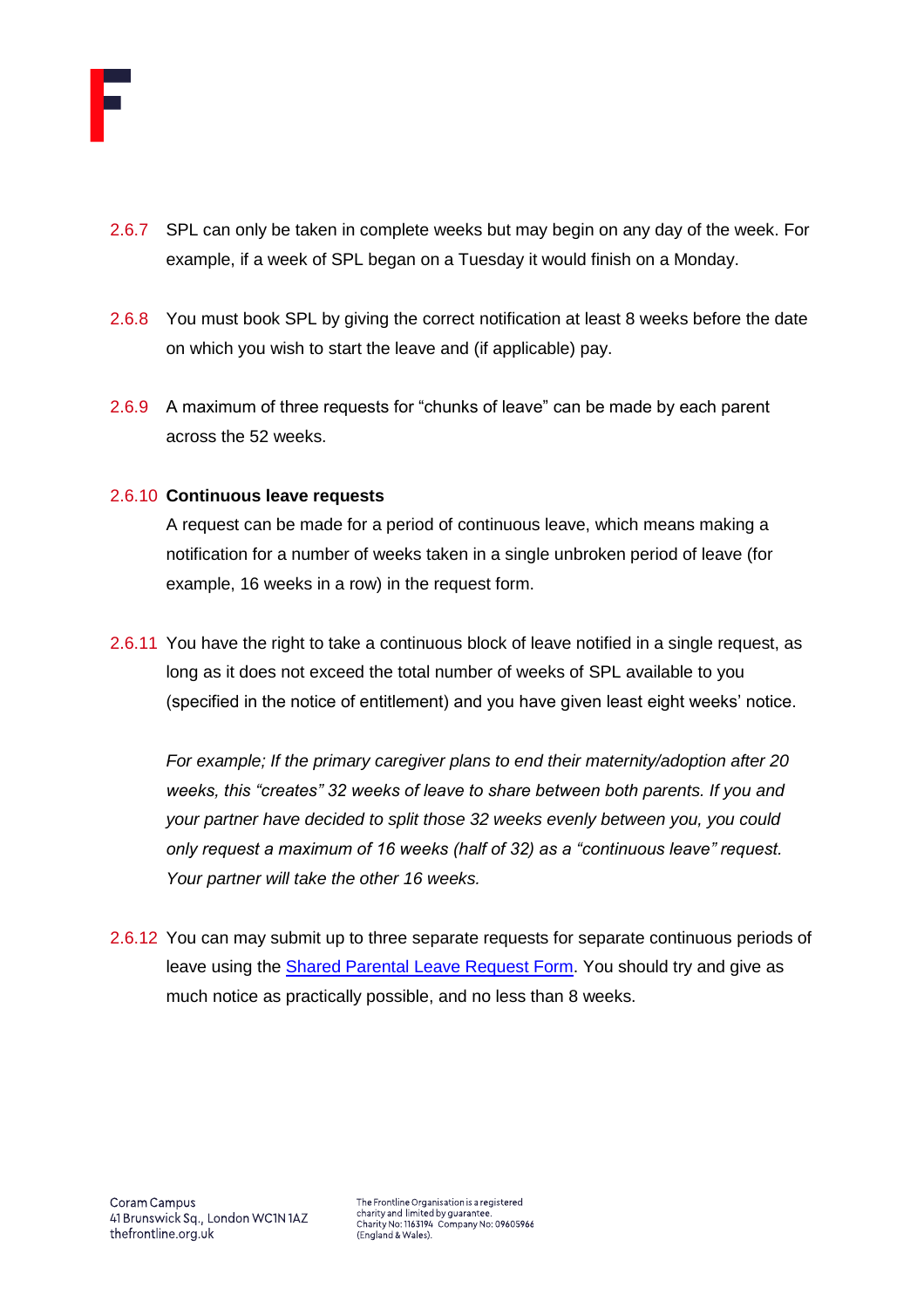2.6.7 SPL can only be taken in complete weeks but may begin on any day of the week. For example, if a week of SPL began on a Tuesday it would finish on a Monday.

2.6.8 You must book SPL by giving the correct notification at least 8 weeks before the date on which you wish to start the leave and (if applicable) pay.

2.6.9 A maximum of three requests for "chunks of leave" can be made by each parent across the 52 weeks.

2.6.10 **Continuous leave requests**

A request can be made for a period of continuous leave, which means making a notification for a number of weeks taken in a single unbroken period of leave (for example, 16 weeks in a row) in the request form.

2.6.11 You have the right to take a continuous block of leave notified in a single request, as long as it does not exceed the total number of weeks of SPL available to you (specified in the notice of entitlement) and you have given least eight weeks' notice.

*For example; If the primary caregiver plans to end their maternity/adoption after 20 weeks, this "creates" 32 weeks of leave to share between both parents. If you and your partner have decided to split those 32 weeks evenly between you, you could only request a maximum of 16 weeks (half of 32) as a "continuous leave" request. Your partner will take the other 16 weeks.*

2.6.12 You can may submit up to three separate requests for separate continuous periods of leave using the Shared Parental Leave Request Form. You should try and give as much notice as practically possible, and no less than 8 weeks.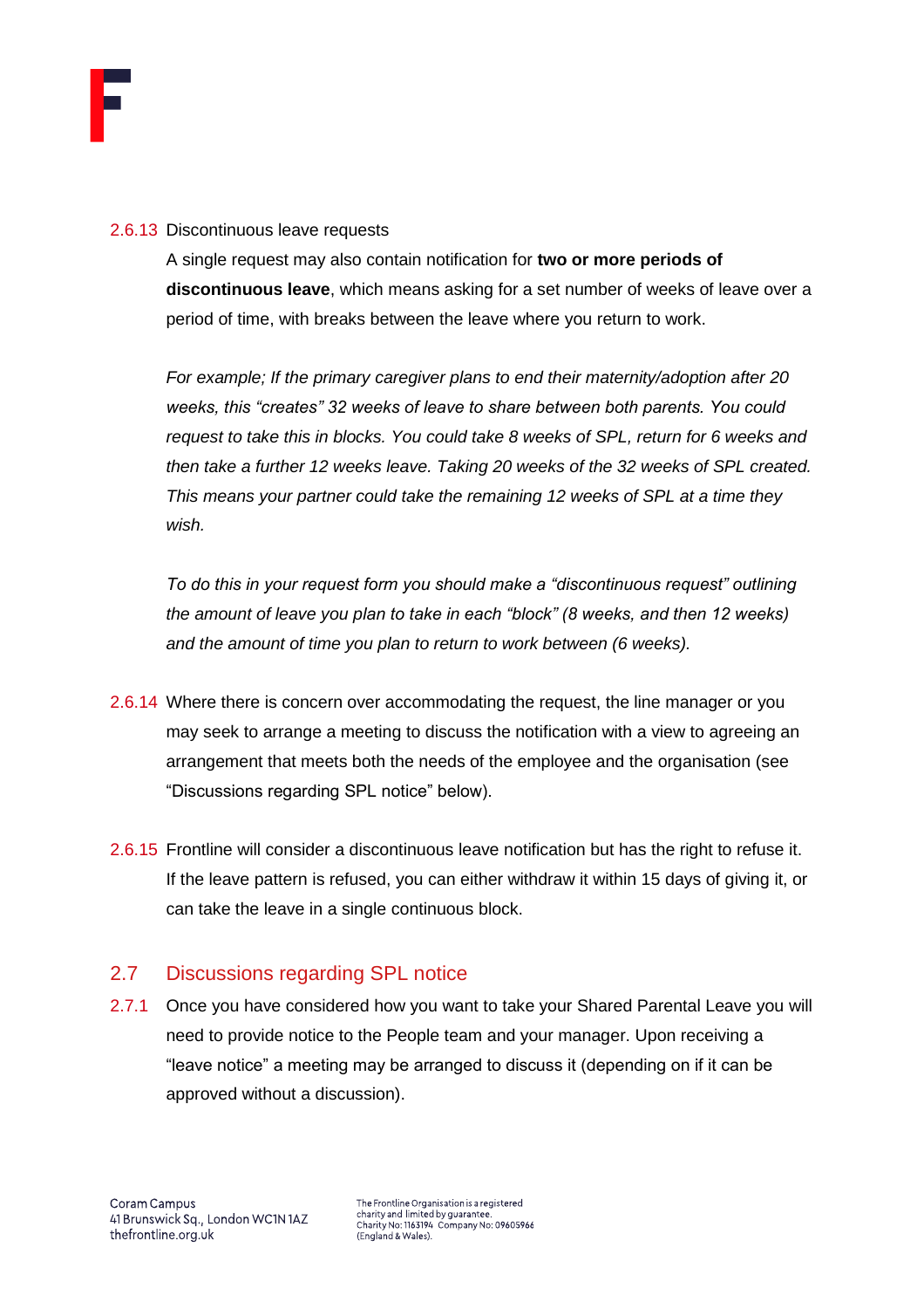2.6.13 Discontinuous leave requests

A single request may also contain notification for **two or more periods of discontinuous leave**, which means asking for a set number of weeks of leave over a period of time, with breaks between the leave where you return to work.

*For example; If the primary caregiver plans to end their maternity/adoption after 20 weeks, this "creates" 32 weeks of leave to share between both parents. You could request to take this in blocks. You could take 8 weeks of SPL, return for 6 weeks and then take a further 12 weeks leave. Taking 20 weeks of the 32 weeks of SPL created. This means your partner could take the remaining 12 weeks of SPL at a time they wish.*

*To do this in your request form you should make a "discontinuous request" outlining the amount of leave you plan to take in each "block" (8 weeks, and then 12 weeks) and the amount of time you plan to return to work between (6 weeks).*

2.6.14 Where there is concern over accommodating the request, the line manager or you may seek to arrange a meeting to discuss the notification with a view to agreeing an arrangement that meets both the needs of the employee and the organisation (see "Discussions regarding SPL notice" below).

2.6.15 Frontline will consider a discontinuous leave notification but has the right to refuse it. If the leave pattern is refused, you can either withdraw it within 15 days of giving it, or can take the leave in a single continuous block.

## 2.7 Discussions regarding SPL notice

2.7.1 Once you have considered how you want to take your Shared Parental Leave you will need to provide notice to the People team and your manager. Upon receiving a "leave notice" a meeting may be arranged to discuss it (depending on if it can be approved without a discussion).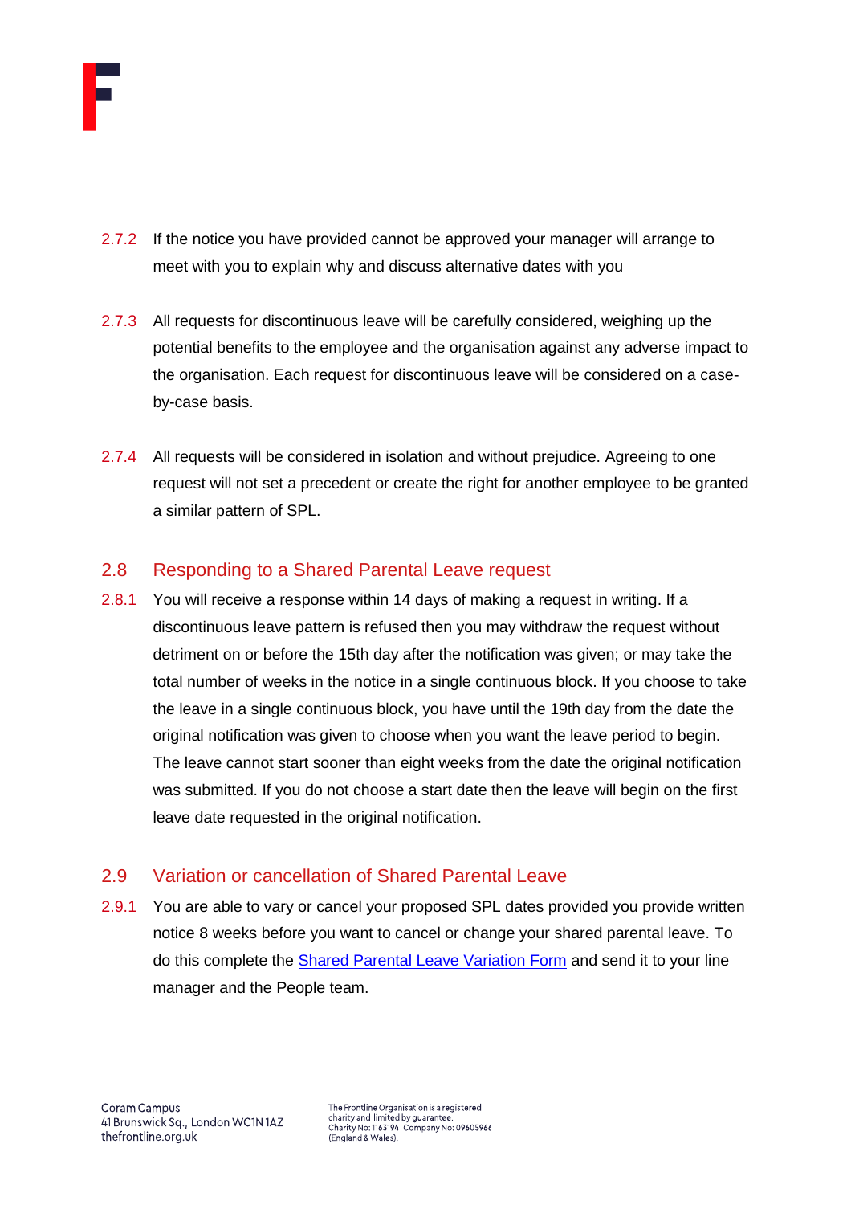2.7.2 If the notice you have provided cannot be approved your manager will arrange to meet with you to explain why and discuss alternative dates with you

2.7.3 All requests for discontinuous leave will be carefully considered, weighing up the potential benefits to the employee and the organisation against any adverse impact to the organisation. Each request for discontinuous leave will be considered on a case-by-case basis.

2.7.4 All requests will be considered in isolation and without prejudice. Agreeing to one request will not set a precedent or create the right for another employee to be granted a similar pattern of SPL.

## 2.8 Responding to a Shared Parental Leave request

2.8.1 You will receive a response within 14 days of making a request in writing. If a discontinuous leave pattern is refused then you may withdraw the request without detriment on or before the 15th day after the notification was given; or may take the total number of weeks in the notice in a single continuous block. If you choose to take the leave in a single continuous block, you have until the 19th day from the date the original notification was given to choose when you want the leave period to begin. The leave cannot start sooner than eight weeks from the date the original notification was submitted. If you do not choose a start date then the leave will begin on the first leave date requested in the original notification.

## 2.9 Variation or cancellation of Shared Parental Leave

2.9.1 You are able to vary or cancel your proposed SPL dates provided you provide written notice 8 weeks before you want to cancel or change your shared parental leave. To do this complete the Shared Parental Leave Variation Form and send it to your line manager and the People team.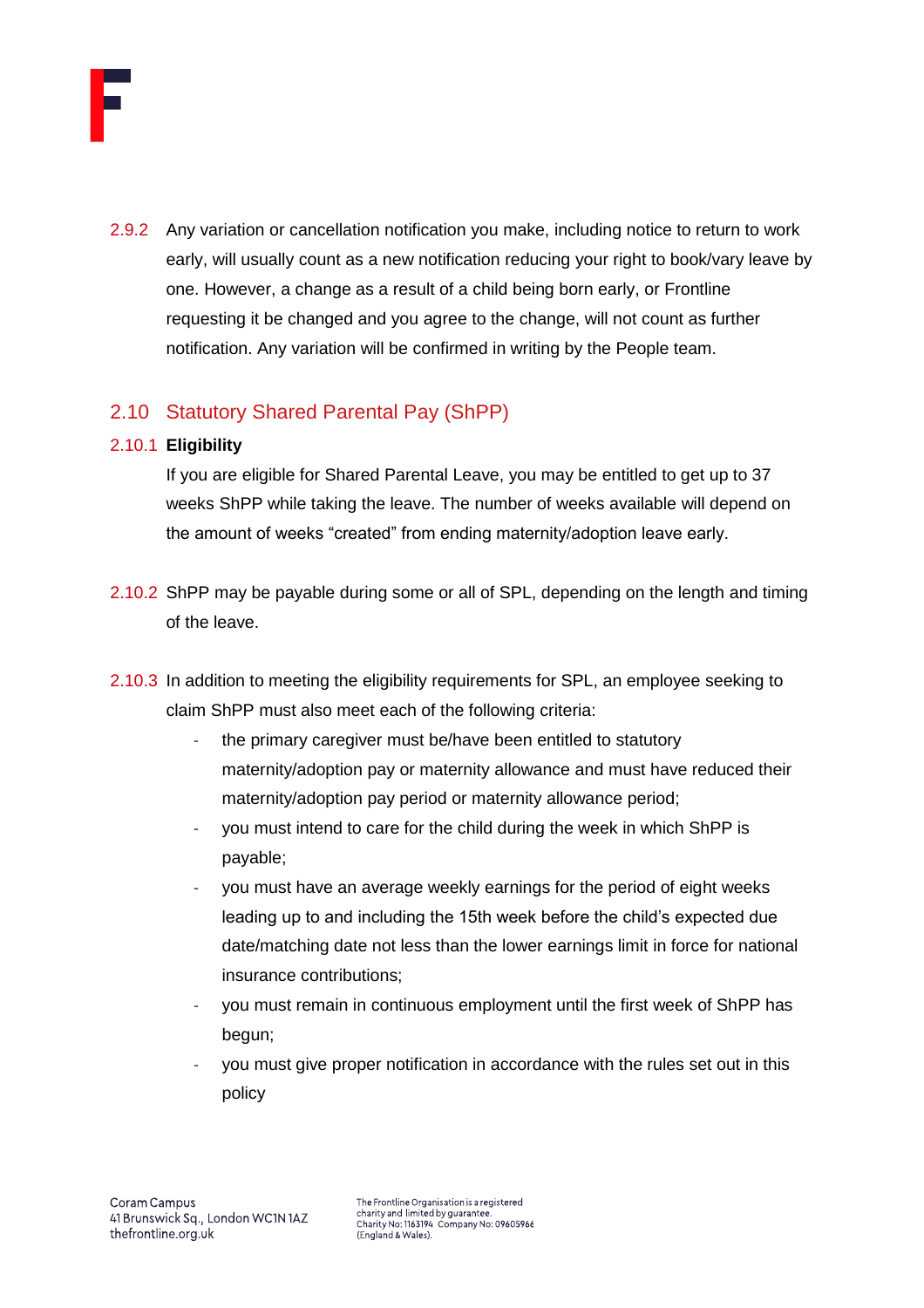2.9.2 Any variation or cancellation notification you make, including notice to return to work early, will usually count as a new notification reducing your right to book/vary leave by one. However, a change as a result of a child being born early, or Frontline requesting it be changed and you agree to the change, will not count as further notification. Any variation will be confirmed in writing by the People team.

## 2.10 Statutory Shared Parental Pay (ShPP)

### 2.10.1 **Eligibility**

If you are eligible for Shared Parental Leave, you may be entitled to get up to 37 weeks ShPP while taking the leave. The number of weeks available will depend on the amount of weeks "created" from ending maternity/adoption leave early.

2.10.2 ShPP may be payable during some or all of SPL, depending on the length and timing of the leave.

2.10.3 In addition to meeting the eligibility requirements for SPL, an employee seeking to claim ShPP must also meet each of the following criteria:

- the primary caregiver must be/have been entitled to statutory maternity/adoption pay or maternity allowance and must have reduced their maternity/adoption pay period or maternity allowance period;
- you must intend to care for the child during the week in which ShPP is payable;
- you must have an average weekly earnings for the period of eight weeks leading up to and including the 15th week before the child's expected due date/matching date not less than the lower earnings limit in force for national insurance contributions;
- you must remain in continuous employment until the first week of ShPP has begun;
- you must give proper notification in accordance with the rules set out in this policy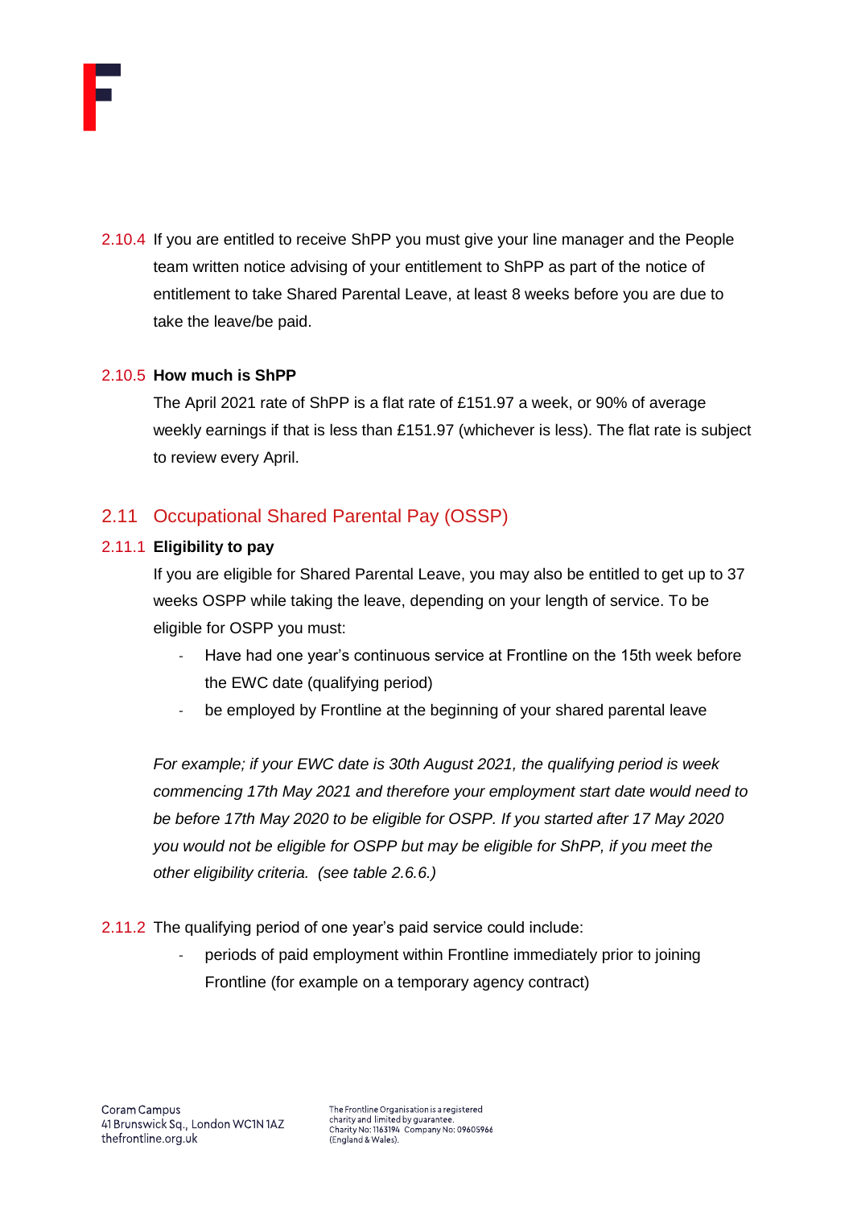2.10.4 If you are entitled to receive ShPP you must give your line manager and the People team written notice advising of your entitlement to ShPP as part of the notice of entitlement to take Shared Parental Leave, at least 8 weeks before you are due to take the leave/be paid.

2.10.5 **How much is ShPP**

The April 2021 rate of ShPP is a flat rate of £151.97 a week, or 90% of average weekly earnings if that is less than £151.97 (whichever is less). The flat rate is subject to review every April.

## 2.11 Occupational Shared Parental Pay (OSSP)

2.11.1 **Eligibility to pay**

If you are eligible for Shared Parental Leave, you may also be entitled to get up to 37 weeks OSPP while taking the leave, depending on your length of service. To be eligible for OSPP you must:

- Have had one year's continuous service at Frontline on the 15th week before the EWC date (qualifying period)
- be employed by Frontline at the beginning of your shared parental leave

*For example; if your EWC date is 30th August 2021, the qualifying period is week commencing 17th May 2021 and therefore your employment start date would need to be before 17th May 2020 to be eligible for OSPP. If you started after 17 May 2020 you would not be eligible for OSPP but may be eligible for ShPP, if you meet the other eligibility criteria. (see table 2.6.6.)*

2.11.2 The qualifying period of one year's paid service could include:

- periods of paid employment within Frontline immediately prior to joining Frontline (for example on a temporary agency contract)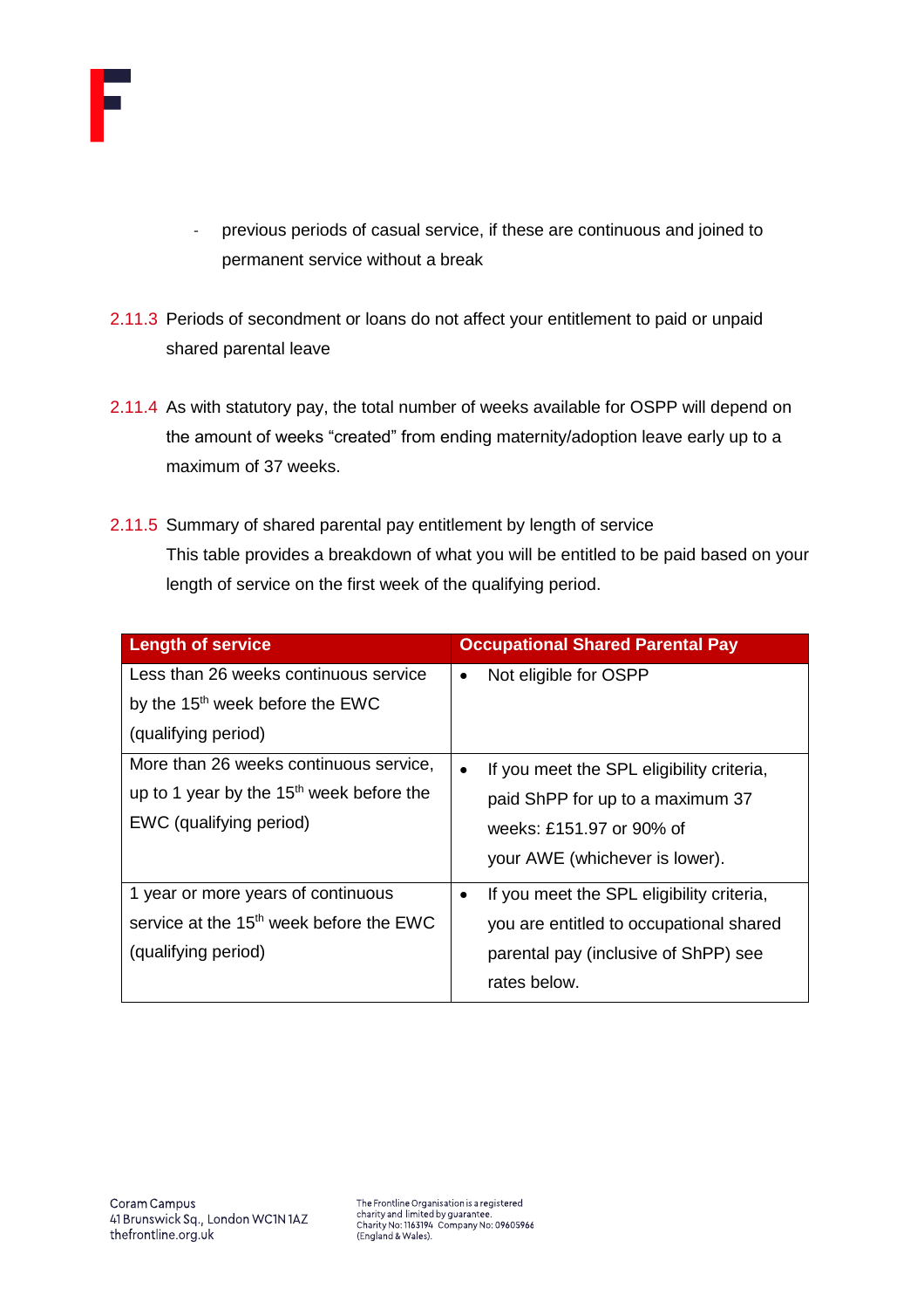- previous periods of casual service, if these are continuous and joined to permanent service without a break

2.11.3 Periods of secondment or loans do not affect your entitlement to paid or unpaid shared parental leave

2.11.4 As with statutory pay, the total number of weeks available for OSPP will depend on the amount of weeks "created" from ending maternity/adoption leave early up to a maximum of 37 weeks.

2.11.5 Summary of shared parental pay entitlement by length of service

This table provides a breakdown of what you will be entitled to be paid based on your length of service on the first week of the qualifying period.

| Length of service | Occupational Shared Parental Pay |
|---|---|
| Less than 26 weeks continuous service by the 15th week before the EWC (qualifying period) | • Not eligible for OSPP |
| More than 26 weeks continuous service, up to 1 year by the 15th week before the EWC (qualifying period) | • If you meet the SPL eligibility criteria, paid ShPP for up to a maximum 37 weeks: £151.97 or 90% of your AWE (whichever is lower). |
| 1 year or more years of continuous service at the 15th week before the EWC (qualifying period) | • If you meet the SPL eligibility criteria, you are entitled to occupational shared parental pay (inclusive of ShPP) see rates below. |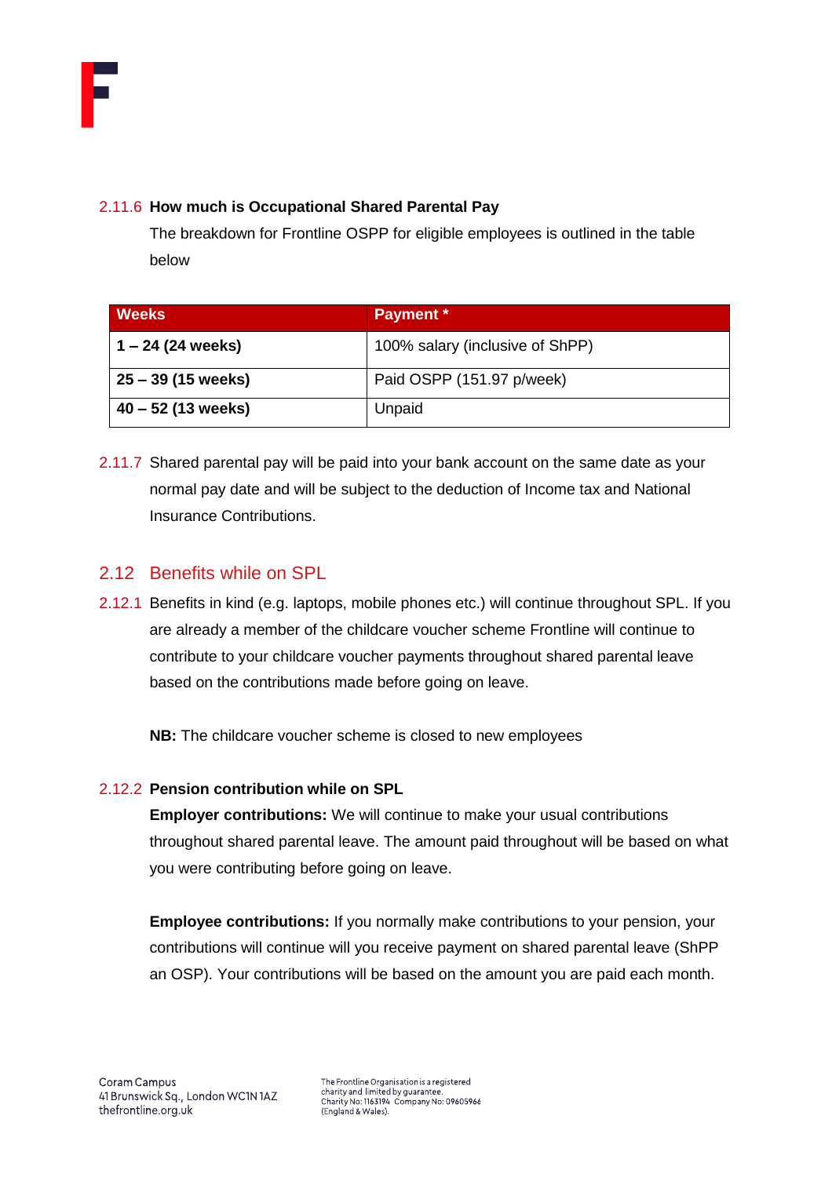**2.11.6 How much is Occupational Shared Parental Pay**

The breakdown for Frontline OSPP for eligible employees is outlined in the table below

| Weeks | Payment * |
|---|---|
| **1 – 24 (24 weeks)** | 100% salary (inclusive of ShPP) |
| **25 – 39 (15 weeks)** | Paid OSPP (151.97 p/week) |
| **40 – 52 (13 weeks)** | Unpaid |

2.11.7 Shared parental pay will be paid into your bank account on the same date as your normal pay date and will be subject to the deduction of Income tax and National Insurance Contributions.

## 2.12 Benefits while on SPL

2.12.1 Benefits in kind (e.g. laptops, mobile phones etc.) will continue throughout SPL. If you are already a member of the childcare voucher scheme Frontline will continue to contribute to your childcare voucher payments throughout shared parental leave based on the contributions made before going on leave.

**NB:** The childcare voucher scheme is closed to new employees

**2.12.2 Pension contribution while on SPL**

**Employer contributions:** We will continue to make your usual contributions throughout shared parental leave. The amount paid throughout will be based on what you were contributing before going on leave.

**Employee contributions:** If you normally make contributions to your pension, your contributions will continue will you receive payment on shared parental leave (ShPP an OSP). Your contributions will be based on the amount you are paid each month.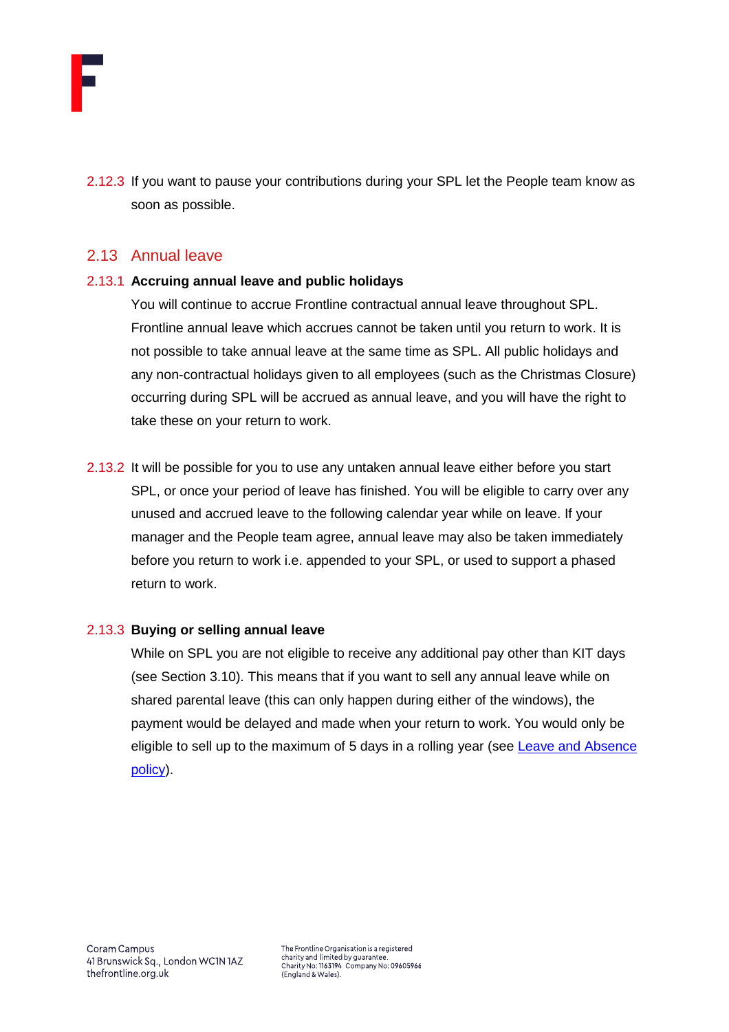2.12.3 If you want to pause your contributions during your SPL let the People team know as soon as possible.

## 2.13 Annual leave

### 2.13.1 Accruing annual leave and public holidays

You will continue to accrue Frontline contractual annual leave throughout SPL. Frontline annual leave which accrues cannot be taken until you return to work. It is not possible to take annual leave at the same time as SPL. All public holidays and any non-contractual holidays given to all employees (such as the Christmas Closure) occurring during SPL will be accrued as annual leave, and you will have the right to take these on your return to work.

2.13.2 It will be possible for you to use any untaken annual leave either before you start SPL, or once your period of leave has finished. You will be eligible to carry over any unused and accrued leave to the following calendar year while on leave. If your manager and the People team agree, annual leave may also be taken immediately before you return to work i.e. appended to your SPL, or used to support a phased return to work.

### 2.13.3 Buying or selling annual leave

While on SPL you are not eligible to receive any additional pay other than KIT days (see Section 3.10). This means that if you want to sell any annual leave while on shared parental leave (this can only happen during either of the windows), the payment would be delayed and made when your return to work. You would only be eligible to sell up to the maximum of 5 days in a rolling year (see Leave and Absence policy).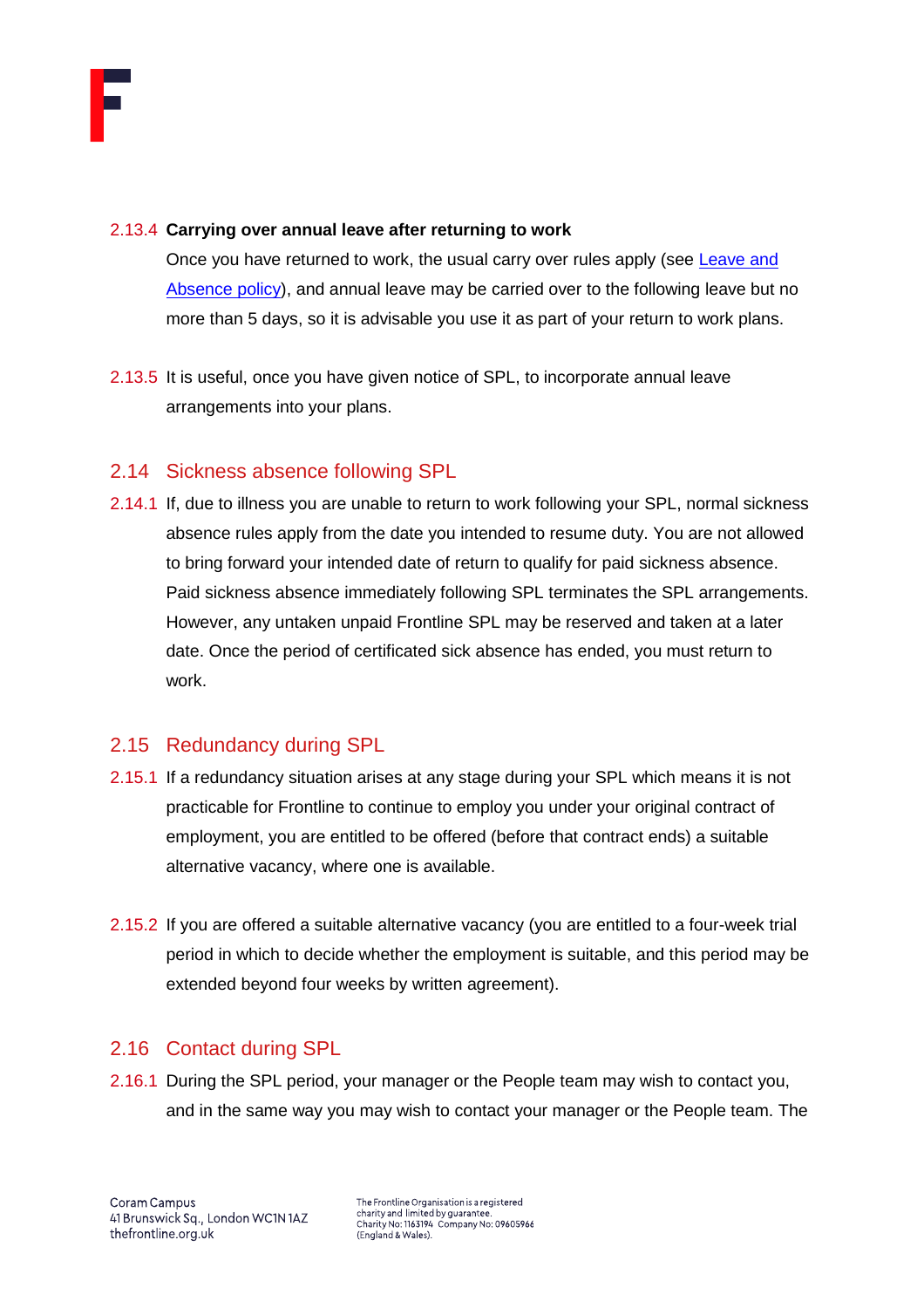2.13.4 **Carrying over annual leave after returning to work**

Once you have returned to work, the usual carry over rules apply (see [Leave and Absence policy]), and annual leave may be carried over to the following leave but no more than 5 days, so it is advisable you use it as part of your return to work plans.

2.13.5 It is useful, once you have given notice of SPL, to incorporate annual leave arrangements into your plans.

## 2.14 Sickness absence following SPL

2.14.1 If, due to illness you are unable to return to work following your SPL, normal sickness absence rules apply from the date you intended to resume duty. You are not allowed to bring forward your intended date of return to qualify for paid sickness absence. Paid sickness absence immediately following SPL terminates the SPL arrangements. However, any untaken unpaid Frontline SPL may be reserved and taken at a later date. Once the period of certificated sick absence has ended, you must return to work.

## 2.15 Redundancy during SPL

2.15.1 If a redundancy situation arises at any stage during your SPL which means it is not practicable for Frontline to continue to employ you under your original contract of employment, you are entitled to be offered (before that contract ends) a suitable alternative vacancy, where one is available.

2.15.2 If you are offered a suitable alternative vacancy (you are entitled to a four-week trial period in which to decide whether the employment is suitable, and this period may be extended beyond four weeks by written agreement).

## 2.16 Contact during SPL

2.16.1 During the SPL period, your manager or the People team may wish to contact you, and in the same way you may wish to contact your manager or the People team. The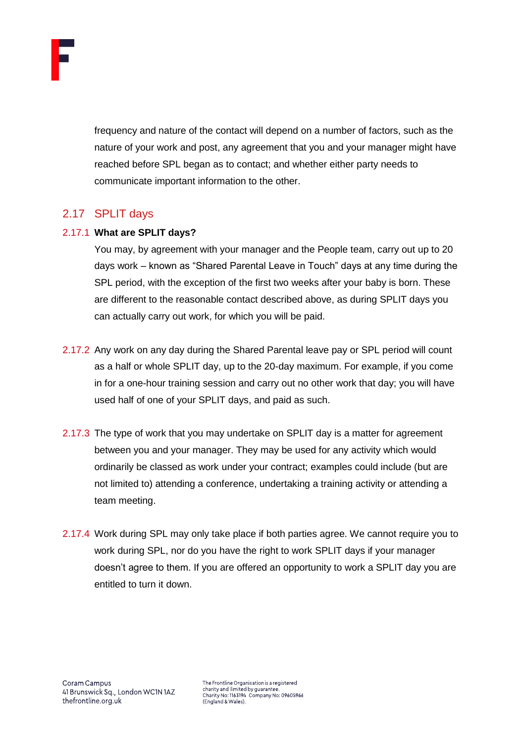frequency and nature of the contact will depend on a number of factors, such as the nature of your work and post, any agreement that you and your manager might have reached before SPL began as to contact; and whether either party needs to communicate important information to the other.

## 2.17 SPLIT days

### 2.17.1 What are SPLIT days?

You may, by agreement with your manager and the People team, carry out up to 20 days work – known as "Shared Parental Leave in Touch" days at any time during the SPL period, with the exception of the first two weeks after your baby is born. These are different to the reasonable contact described above, as during SPLIT days you can actually carry out work, for which you will be paid.

2.17.2 Any work on any day during the Shared Parental leave pay or SPL period will count as a half or whole SPLIT day, up to the 20-day maximum. For example, if you come in for a one-hour training session and carry out no other work that day; you will have used half of one of your SPLIT days, and paid as such.

2.17.3 The type of work that you may undertake on SPLIT day is a matter for agreement between you and your manager. They may be used for any activity which would ordinarily be classed as work under your contract; examples could include (but are not limited to) attending a conference, undertaking a training activity or attending a team meeting.

2.17.4 Work during SPL may only take place if both parties agree. We cannot require you to work during SPL, nor do you have the right to work SPLIT days if your manager doesn't agree to them. If you are offered an opportunity to work a SPLIT day you are entitled to turn it down.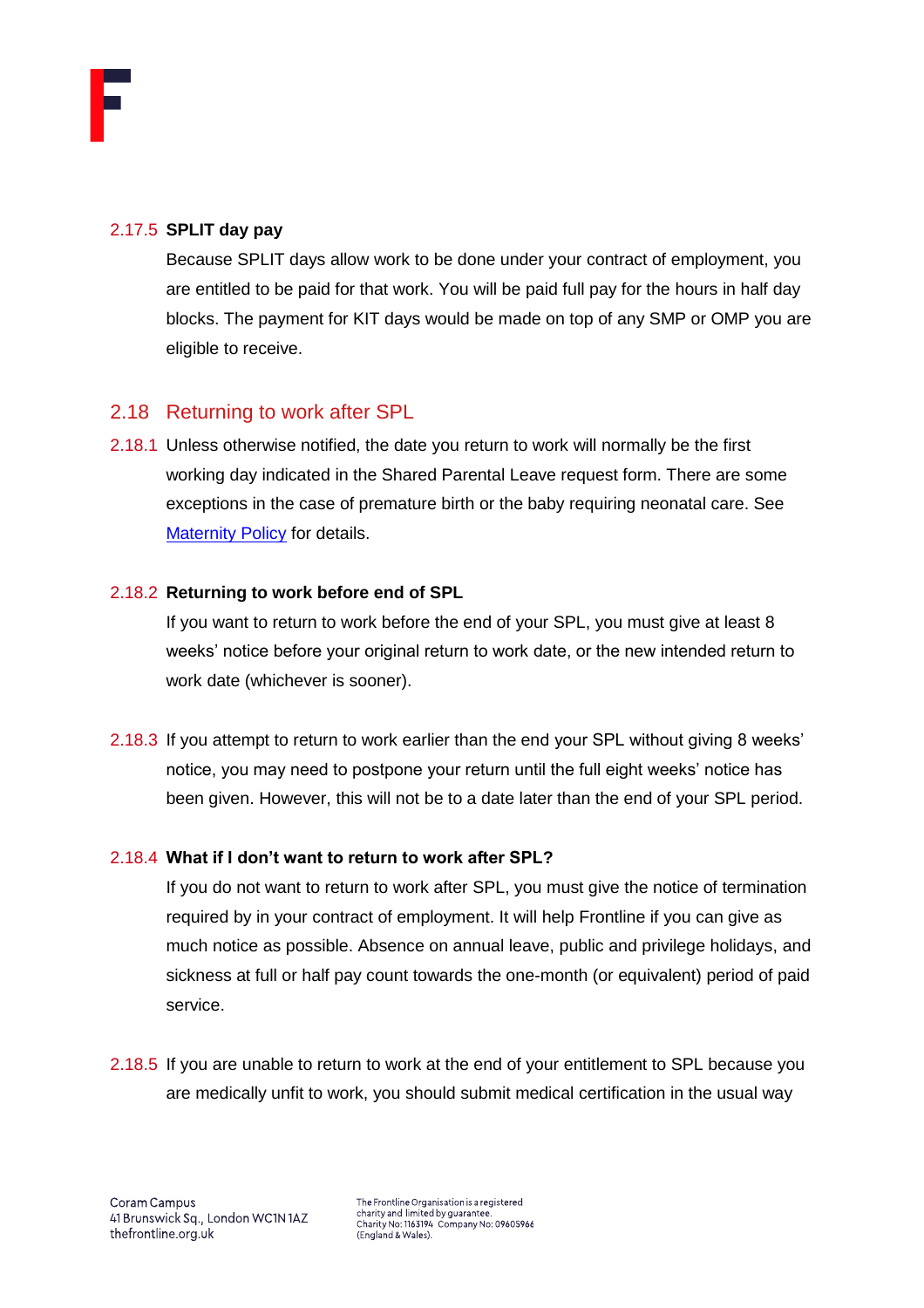### 2.17.5 **SPLIT day pay**

Because SPLIT days allow work to be done under your contract of employment, you are entitled to be paid for that work. You will be paid full pay for the hours in half day blocks. The payment for KIT days would be made on top of any SMP or OMP you are eligible to receive.

## 2.18 Returning to work after SPL

2.18.1 Unless otherwise notified, the date you return to work will normally be the first working day indicated in the Shared Parental Leave request form. There are some exceptions in the case of premature birth or the baby requiring neonatal care. See [Maternity Policy]() for details.

### 2.18.2 **Returning to work before end of SPL**

If you want to return to work before the end of your SPL, you must give at least 8 weeks' notice before your original return to work date, or the new intended return to work date (whichever is sooner).

2.18.3 If you attempt to return to work earlier than the end your SPL without giving 8 weeks' notice, you may need to postpone your return until the full eight weeks' notice has been given. However, this will not be to a date later than the end of your SPL period.

### 2.18.4 **What if I don't want to return to work after SPL?**

If you do not want to return to work after SPL, you must give the notice of termination required by in your contract of employment. It will help Frontline if you can give as much notice as possible. Absence on annual leave, public and privilege holidays, and sickness at full or half pay count towards the one-month (or equivalent) period of paid service.

2.18.5 If you are unable to return to work at the end of your entitlement to SPL because you are medically unfit to work, you should submit medical certification in the usual way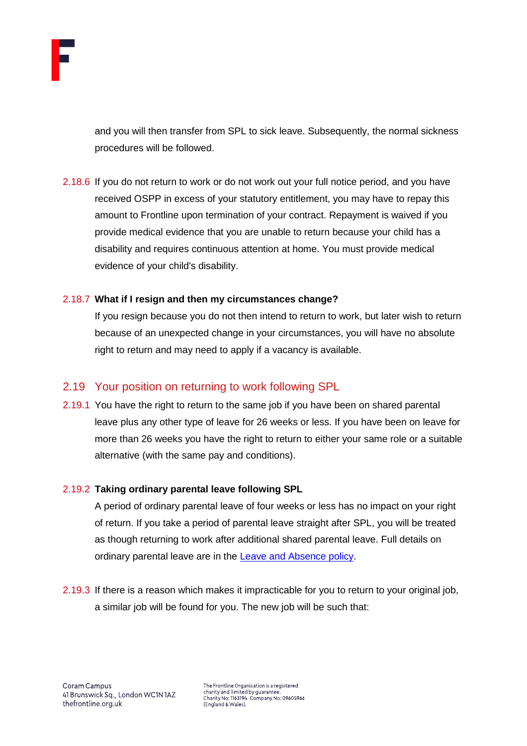and you will then transfer from SPL to sick leave. Subsequently, the normal sickness procedures will be followed.

2.18.6 If you do not return to work or do not work out your full notice period, and you have received OSPP in excess of your statutory entitlement, you may have to repay this amount to Frontline upon termination of your contract. Repayment is waived if you provide medical evidence that you are unable to return because your child has a disability and requires continuous attention at home. You must provide medical evidence of your child's disability.

2.18.7 **What if I resign and then my circumstances change?**

If you resign because you do not then intend to return to work, but later wish to return because of an unexpected change in your circumstances, you will have no absolute right to return and may need to apply if a vacancy is available.

## 2.19 Your position on returning to work following SPL

2.19.1 You have the right to return to the same job if you have been on shared parental leave plus any other type of leave for 26 weeks or less. If you have been on leave for more than 26 weeks you have the right to return to either your same role or a suitable alternative (with the same pay and conditions).

2.19.2 **Taking ordinary parental leave following SPL**

A period of ordinary parental leave of four weeks or less has no impact on your right of return. If you take a period of parental leave straight after SPL, you will be treated as though returning to work after additional shared parental leave. Full details on ordinary parental leave are in the Leave and Absence policy.

2.19.3 If there is a reason which makes it impracticable for you to return to your original job, a similar job will be found for you. The new job will be such that: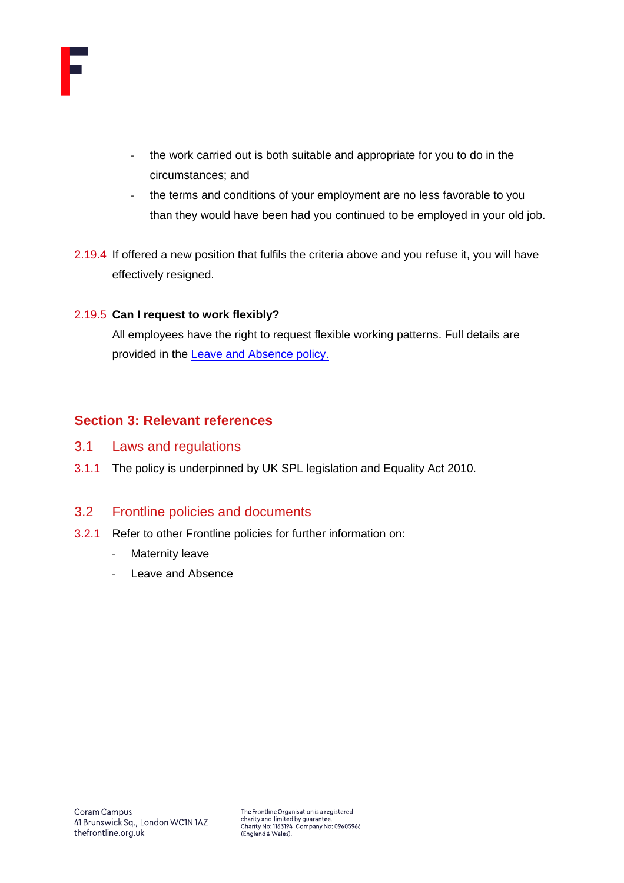- the work carried out is both suitable and appropriate for you to do in the circumstances; and
- the terms and conditions of your employment are no less favorable to you than they would have been had you continued to be employed in your old job.

2.19.4 If offered a new position that fulfils the criteria above and you refuse it, you will have effectively resigned.

2.19.5 **Can I request to work flexibly?**

All employees have the right to request flexible working patterns. Full details are provided in the [Leave and Absence policy.]()

## Section 3: Relevant references

### 3.1 Laws and regulations

3.1.1 The policy is underpinned by UK SPL legislation and Equality Act 2010.

### 3.2 Frontline policies and documents

3.2.1 Refer to other Frontline policies for further information on:

- Maternity leave
- Leave and Absence